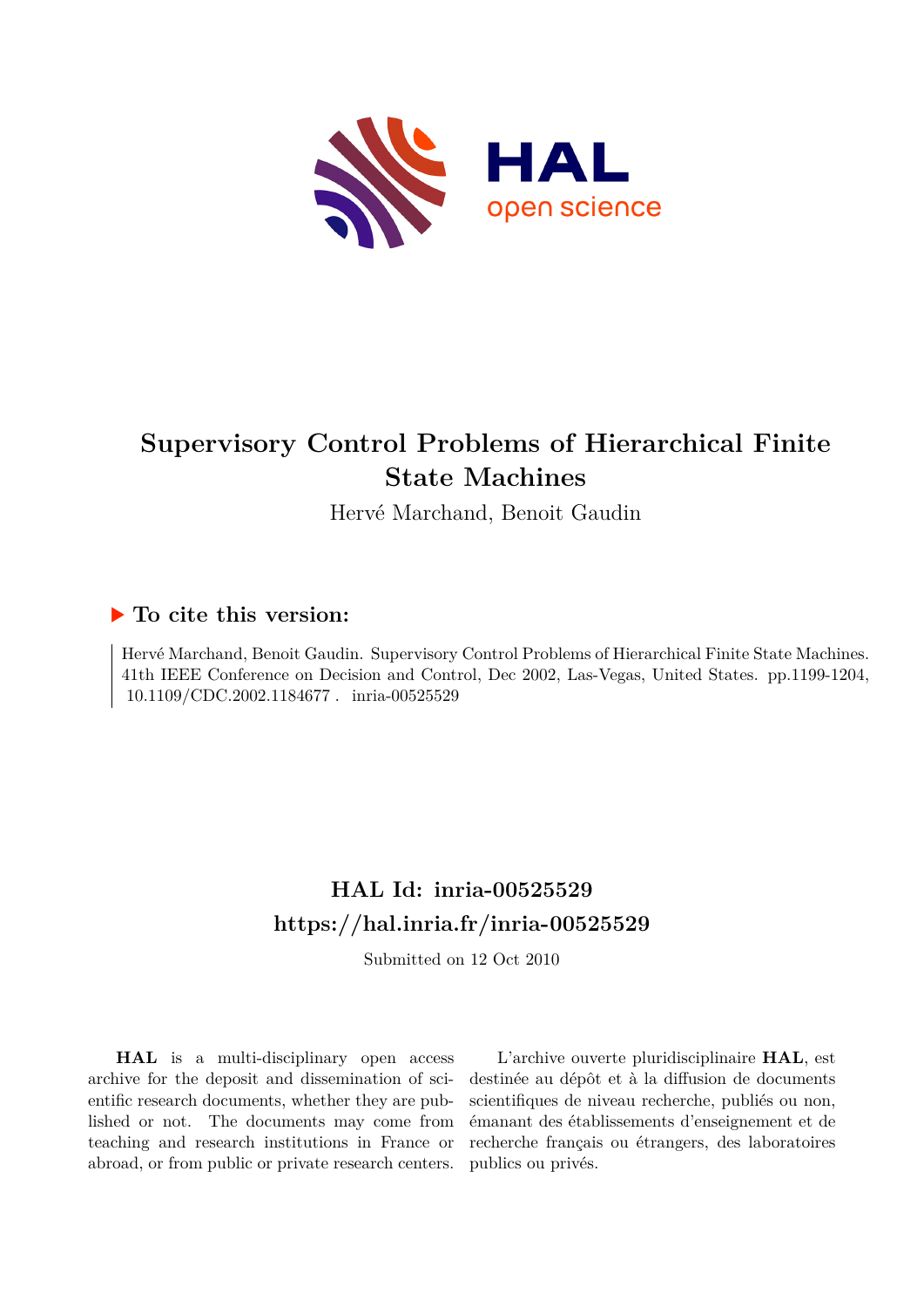# Supervisory Control Problems of Hierarchical Finite State Machines

Hervé Marchand, Benoit Gaudin

## ▶ To cite this version:

Hervé Marchand, Benoit Gaudin. Supervisory Control Problems of Hierarchical Finite State Machines. 41th IEEE Conference on Decision and Control, Dec 2002, Las-Vegas, United States. pp.1199-1204, 10.1109/CDC.2002.1184677 . inria-00525529

## HAL Id: inria-00525529
## https://hal.inria.fr/inria-00525529

Submitted on 12 Oct 2010

**HAL** is a multi-disciplinary open access archive for the deposit and dissemination of scientific research documents, whether they are published or not. The documents may come from teaching and research institutions in France or abroad, or from public or private research centers.

L'archive ouverte pluridisciplinaire **HAL**, est destinée au dépôt et à la diffusion de documents scientifiques de niveau recherche, publiés ou non, émanant des établissements d'enseignement et de recherche français ou étrangers, des laboratoires publics ou privés.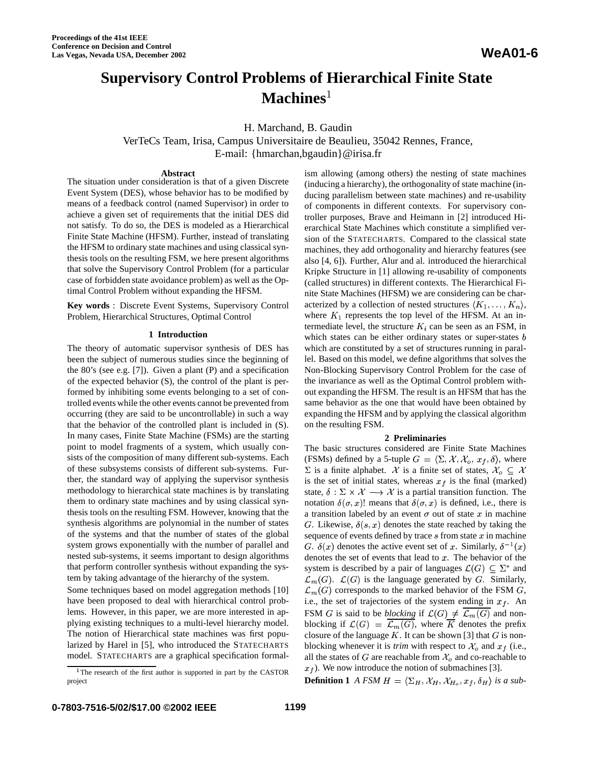# Supervisory Control Problems of Hierarchical Finite State Machines[1]

H. Marchand, B. Gaudin
VerTeCs Team, Irisa, Campus Universitaire de Beaulieu, 35042 Rennes, France,
E-mail: {hmarchan,bgaudin}@irisa.fr

### Abstract

The situation under consideration is that of a given Discrete Event System (DES), whose behavior has to be modified by means of a feedback control (named Supervisor) in order to achieve a given set of requirements that the initial DES did not satisfy. To do so, the DES is modeled as a Hierarchical Finite State Machine (HFSM). Further, instead of translating the HFSM to ordinary state machines and using classical synthesis tools on the resulting FSM, we here present algorithms that solve the Supervisory Control Problem (for a particular case of forbidden state avoidance problem) as well as the Optimal Control Problem without expanding the HFSM.

**Key words** : Discrete Event Systems, Supervisory Control Problem, Hierarchical Structures, Optimal Control

## 1 Introduction

The theory of automatic supervisor synthesis of DES has been the subject of numerous studies since the beginning of the 80's (see e.g. [7]). Given a plant (P) and a specification of the expected behavior (S), the control of the plant is performed by inhibiting some events belonging to a set of controlled events while the other events cannot be prevented from occurring (they are said to be uncontrollable) in such a way that the behavior of the controlled plant is included in (S). In many cases, Finite State Machine (FSMs) are the starting point to model fragments of a system, which usually consists of the composition of many different sub-systems. Each of these subsystems consists of different sub-systems. Further, the standard way of applying the supervisor synthesis methodology to hierarchical state machines is by translating them to ordinary state machines and by using classical synthesis tools on the resulting FSM. However, knowing that the synthesis algorithms are polynomial in the number of states of the systems and that the number of states of the global system grows exponentially with the number of parallel and nested sub-systems, it seems important to design algorithms that perform controller synthesis without expanding the system by taking advantage of the hierarchy of the system.

Some techniques based on model aggregation methods [10] have been proposed to deal with hierarchical control problems. However, in this paper, we are more interested in applying existing techniques to a multi-level hierarchy model. The notion of Hierarchical state machines was first popularized by Harel in [5], who introduced the STATECHARTS model. STATECHARTS are a graphical specification formalism allowing (among others) the nesting of state machines (inducing a hierarchy), the orthogonality of state machine (inducing parallelism between state machines) and re-usability of components in different contexts. For supervisory controller purposes, Brave and Heimann in [2] introduced Hierarchical State Machines which constitute a simplified version of the STATECHARTS. Compared to the classical state machines, they add orthogonality and hierarchy features (see also [4, 6]). Further, Alur and al. introduced the hierarchical Kripke Structure in [1] allowing re-usability of components (called structures) in different contexts. The Hierarchical Finite State Machines (HFSM) we are considering can be characterized by a collection of nested structures $\langle K_1, \ldots, K_n \rangle$, where $K_1$ represents the top level of the HFSM. At an intermediate level, the structure $K_i$ can be seen as an FSM, in which states can be either ordinary states or super-states $b$ which are constituted by a set of structures running in parallel. Based on this model, we define algorithms that solves the Non-Blocking Supervisory Control Problem for the case of the invariance as well as the Optimal Control problem without expanding the HFSM. The result is an HFSM that has the same behavior as the one that would have been obtained by expanding the HFSM and by applying the classical algorithm on the resulting FSM.

## 2 Preliminaries

The basic structures considered are Finite State Machines (FSMs) defined by a 5-tuple $G = \langle \Sigma, \mathcal{X}, \mathcal{X}_o, x_f, \delta \rangle$, where $\Sigma$ is a finite alphabet. $\mathcal{X}$ is a finite set of states, $\mathcal{X}_o \subseteq \mathcal{X}$ is the set of initial states, whereas $x_f$ is the final (marked) state, $\delta : \Sigma \times \mathcal{X} \longrightarrow \mathcal{X}$ is a partial transition function. The notation $\delta(\sigma, x)!$ means that $\delta(\sigma, x)$ is defined, i.e., there is a transition labeled by an event $\sigma$ out of state $x$ in machine $G$. Likewise, $\delta(s, x)$ denotes the state reached by taking the sequence of events defined by trace $s$ from state $x$ in machine $G$. $\delta(x)$ denotes the active event set of $x$. Similarly, $\delta^{-1}(x)$ denotes the set of events that lead to $x$. The behavior of the system is described by a pair of languages $\mathcal{L}(G) \subseteq \Sigma^*$ and $\mathcal{L}_m(G)$. $\mathcal{L}(G)$ is the language generated by $G$. Similarly, $\mathcal{L}_m(G)$ corresponds to the marked behavior of the FSM $G$, i.e., the set of trajectories of the system ending in $x_f$. An FSM $G$ is said to be *blocking* if $\mathcal{L}(G) \neq \overline{\mathcal{L}_m(G)}$ and non-blocking if $\mathcal{L}(G) = \overline{\mathcal{L}_m(G)}$, where $\overline{K}$ denotes the prefix closure of the language $K$. It can be shown [3] that $G$ is non-blocking whenever it is *trim* with respect to $\mathcal{X}_o$ and $x_f$ (i.e., all the states of $G$ are reachable from $\mathcal{X}_o$ and co-reachable to $x_f$). We now introduce the notion of submachines [3].

**Definition 1** *A FSM $H = \langle \Sigma_H, \mathcal{X}_H, \mathcal{X}_{H_o}, x_f, \delta_H \rangle$ is a sub-*

[1] The research of the first author is supported in part by the CASTOR project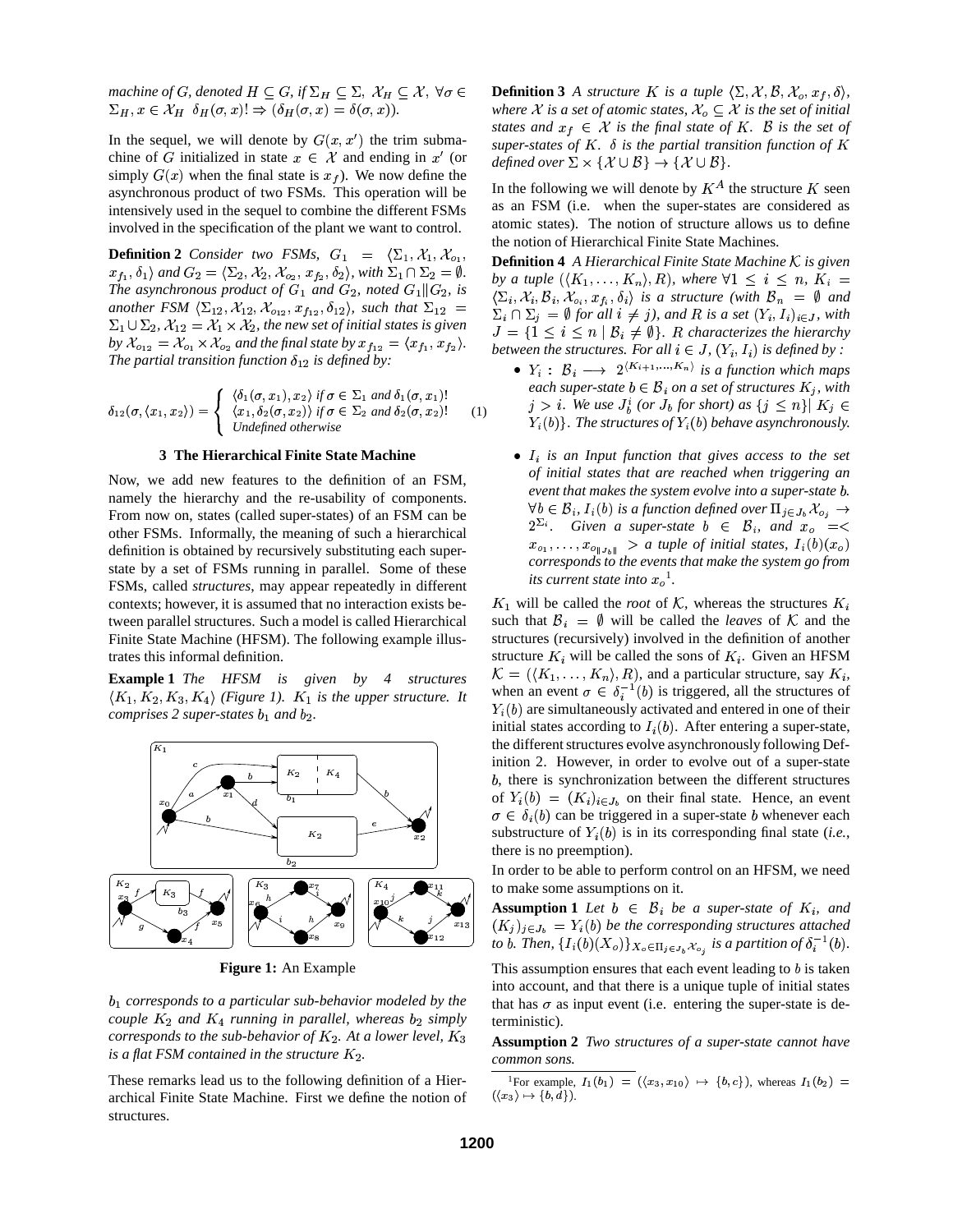machine of $G$, denoted $H \subseteq G$, if $\Sigma_H \subseteq \Sigma$, $\mathcal{X}_H \subseteq \mathcal{X}$, $\forall \sigma \in \Sigma_H, x \in \mathcal{X}_H$ $\delta_H(\sigma, x)! \Rightarrow (\delta_H(\sigma, x) = \delta(\sigma, x))$.*

In the sequel, we will denote by $G(x, x')$ the trim submachine of $G$ initialized in state $x \in \mathcal{X}$ and ending in $x'$ (or simply $G(x)$ when the final state is $x_f$). We now define the asynchronous product of two FSMs. This operation will be intensively used in the sequel to combine the different FSMs involved in the specification of the plant we want to control.

**Definition 2** *Consider two FSMs, $G_1 = \langle \Sigma_1, \mathcal{X}_1, \mathcal{X}_{o_1}, x_{f_1}, \delta_1 \rangle$ and $G_2 = \langle \Sigma_2, \mathcal{X}_2, \mathcal{X}_{o_2}, x_{f_2}, \delta_2 \rangle$, with $\Sigma_1 \cap \Sigma_2 = \emptyset$. The asynchronous product of $G_1$ and $G_2$, noted $G_1 \| G_2$, is another FSM $\langle \Sigma_{12}, \mathcal{X}_{12}, \mathcal{X}_{o_{12}}, x_{f_{12}}, \delta_{12} \rangle$, such that $\Sigma_{12} = \Sigma_1 \cup \Sigma_2$, $\mathcal{X}_{12} = \mathcal{X}_1 \times \mathcal{X}_2$, the new set of initial states is given by $\mathcal{X}_{o_{12}} = \mathcal{X}_{o_1} \times \mathcal{X}_{o_2}$ and the final state by $x_{f_{12}} = \langle x_{f_1}, x_{f_2} \rangle$. The partial transition function $\delta_{12}$ is defined by:*

$$\delta_{12}(\sigma, \langle x_1, x_2 \rangle) = \begin{cases} \langle \delta_1(\sigma, x_1), x_2 \rangle \text{ if } \sigma \in \Sigma_1 \text{ and } \delta_1(\sigma, x_1)! \\ \langle x_1, \delta_2(\sigma, x_2) \rangle \text{ if } \sigma \in \Sigma_2 \text{ and } \delta_2(\sigma, x_2)! \\ \text{Undefined otherwise} \end{cases} \quad (1)$$

## 3 The Hierarchical Finite State Machine

Now, we add new features to the definition of an FSM, namely the hierarchy and the re-usability of components. From now on, states (called super-states) of an FSM can be other FSMs. Informally, the meaning of such a hierarchical definition is obtained by recursively substituting each super-state by a set of FSMs running in parallel. Some of these FSMs, called *structures*, may appear repeatedly in different contexts; however, it is assumed that no interaction exists between parallel structures. Such a model is called Hierarchical Finite State Machine (HFSM). The following example illustrates this informal definition.

**Example 1** *The HFSM is given by 4 structures $\langle K_1, K_2, K_3, K_4 \rangle$ (Figure 1). $K_1$ is the upper structure. It comprises 2 super-states $b_1$ and $b_2$.*

**Figure 1:** An Example

*$b_1$ corresponds to a particular sub-behavior modeled by the couple $K_2$ and $K_4$ running in parallel, whereas $b_2$ simply corresponds to the sub-behavior of $K_2$. At a lower level, $K_3$ is a flat FSM contained in the structure $K_2$.*

These remarks lead us to the following definition of a Hierarchical Finite State Machine. First we define the notion of structures.

**Definition 3** *A structure $K$ is a tuple $\langle \Sigma, \mathcal{X}, \mathcal{B}, \mathcal{X}_o, x_f, \delta \rangle$, where $\mathcal{X}$ is a set of atomic states, $\mathcal{X}_o \subseteq \mathcal{X}$ is the set of initial states and $x_f \in \mathcal{X}$ is the final state of $K$. $\mathcal{B}$ is the set of super-states of $K$. $\delta$ is the partial transition function of $K$ defined over $\Sigma \times \{\mathcal{X} \cup \mathcal{B}\} \to \{\mathcal{X} \cup \mathcal{B}\}$.*

In the following we will denote by $K^A$ the structure $K$ seen as an FSM (i.e. when the super-states are considered as atomic states). The notion of structure allows us to define the notion of Hierarchical Finite State Machines.

**Definition 4** *A Hierarchical Finite State Machine $\mathcal{K}$ is given by a tuple $(\langle K_1, \ldots, K_n \rangle, R)$, where $\forall 1 \leq i \leq n$, $K_i = \langle \Sigma_i, \mathcal{X}_i, \mathcal{B}_i, \mathcal{X}_{o_i}, x_{f_i}, \delta_i \rangle$ is a structure (with $\mathcal{B}_n = \emptyset$ and $\Sigma_i \cap \Sigma_j = \emptyset$ for all $i \neq j$), and $R$ is a set $(Y_i, I_i)_{i \in J}$, with $J = \{1 \leq i \leq n \mid \mathcal{B}_i \neq \emptyset\}$. $R$ characterizes the hierarchy between the structures. For all $i \in J$, $(Y_i, I_i)$ is defined by :*

- *$Y_i : \mathcal{B}_i \longrightarrow 2^{\langle K_{i+1}, \ldots, K_n \rangle}$ is a function which maps each super-state $b \in \mathcal{B}_i$ on a set of structures $K_j$, with $j > i$. We use $J_b^i$ (or $J_b$ for short) as $\{j \leq n\} | K_j \in Y_i(b)\}$. The structures of $Y_i(b)$ behave asynchronously.*
- *$I_i$ is an Input function that gives access to the set of initial states that are reached when triggering an event that makes the system evolve into a super-state $b$. $\forall b \in \mathcal{B}_i$, $I_i(b)$ is a function defined over $\Pi_{j \in J_b} \mathcal{X}_{o_j} \to 2^{\Sigma_i}$. Given a super-state $b \in \mathcal{B}_i$, and $x_o = < x_{o_1}, \ldots, x_{o_{\|J_b\|}} >$ a tuple of initial states, $I_i(b)(x_o)$ corresponds to the events that make the system go from its current state into $x_o$*[1].

$K_1$ will be called the *root* of $\mathcal{K}$, whereas the structures $K_i$ such that $\mathcal{B}_i = \emptyset$ will be called the *leaves* of $\mathcal{K}$ and the structures (recursively) involved in the definition of another structure $K_i$ will be called the sons of $K_i$. Given an HFSM $\mathcal{K} = (\langle K_1, \ldots, K_n \rangle, R)$, and a particular structure, say $K_i$, when an event $\sigma \in \delta_i^{-1}(b)$ is triggered, all the structures of $Y_i(b)$ are simultaneously activated and entered in one of their initial states according to $I_i(b)$. After entering a super-state, the different structures evolve asynchronously following Definition 2. However, in order to evolve out of a super-state $b$, there is synchronization between the different structures of $Y_i(b) = (K_i)_{i \in J_b}$ on their final state. Hence, an event $\sigma \in \delta_i(b)$ can be triggered in a super-state $b$ whenever each substructure of $Y_i(b)$ is in its corresponding final state (*i.e.*, there is no preemption).

In order to be able to perform control on an HFSM, we need to make some assumptions on it.

**Assumption 1** *Let $b \in \mathcal{B}_i$ be a super-state of $K_i$, and $(K_j)_{j \in J_b} = Y_i(b)$ be the corresponding structures attached to $b$. Then, $\{I_i(b)(X_o)\}_{X_o \in \Pi_{j \in J_b} \mathcal{X}_{o_j}}$ is a partition of $\delta_i^{-1}(b)$.*

This assumption ensures that each event leading to $b$ is taken into account, and that there is a unique tuple of initial states that has $\sigma$ as input event (i.e. entering the super-state is deterministic).

**Assumption 2** *Two structures of a super-state cannot have common sons.*

[1] For example, $I_1(b_1) = (\langle x_3, x_{10} \rangle \mapsto \{b, c\})$, whereas $I_1(b_2) = (\langle x_3 \rangle \mapsto \{b, d\})$.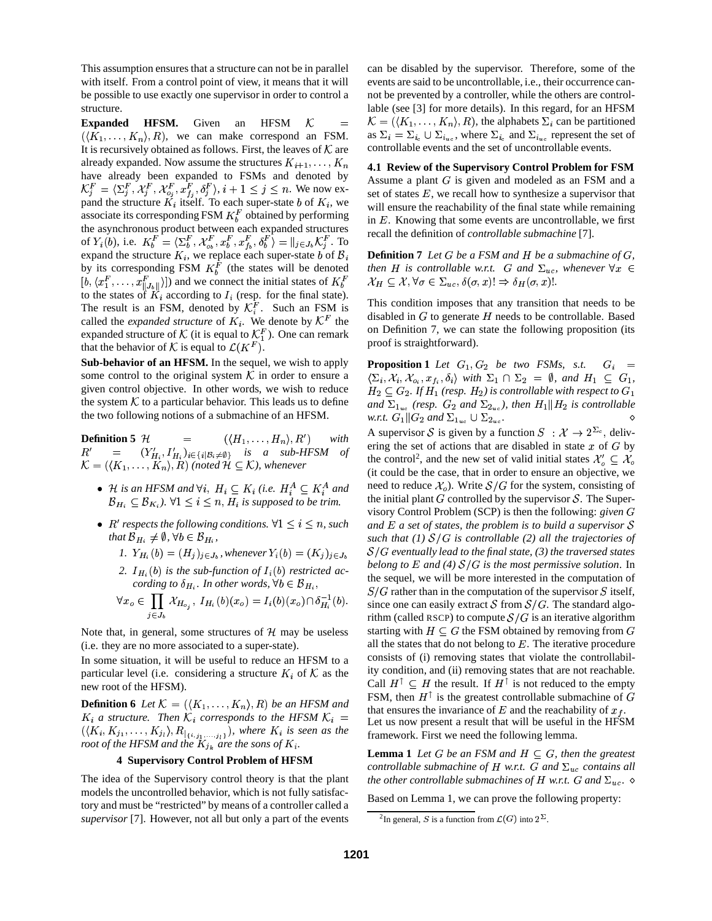This assumption ensures that a structure can not be in parallel with itself. From a control point of view, it means that it will be possible to use exactly one supervisor in order to control a structure.

**Expanded HFSM.** Given an HFSM $\mathcal{K} = (\langle K_1, \ldots, K_n \rangle, R)$, we can make correspond an FSM. It is recursively obtained as follows. First, the leaves of $\mathcal{K}$ are already expanded. Now assume the structures $K_{i+1}, \ldots, K_n$ have already been expanded to FSMs and denoted by $\mathcal{K}_j^F = \langle \Sigma_j^F, \mathcal{X}_j^F, \mathcal{X}_{o_j}^F, x_{f_j}^F, \delta_j^F \rangle, i+1 \leq j \leq n$. We now expand the structure $K_i$ itself. To each super-state $b$ of $K_i$, we associate its corresponding FSM $K_b^F$ obtained by performing the asynchronous product between each expanded structures of $Y_i(b)$, i.e. $K_b^F = \langle \Sigma_b^F, \mathcal{X}_{ob}^F, x_b^F, x_{f_b}^F, \delta_b^F \rangle = \|_{j \in J_b} \mathcal{K}_j^F$. To expand the structure $K_i$, we replace each super-state $b$ of $\mathcal{B}_i$ by its corresponding FSM $K_b^F$ (the states will be denoted $[b, \langle x_1^F, \ldots, x_{\|J_b\|}^F \rangle]$) and we connect the initial states of $K_b^F$ to the states of $K_i$ according to $I_i$ (resp. for the final state). The result is an FSM, denoted by $\mathcal{K}_i^F$. Such an FSM is called the *expanded structure* of $K_i$. We denote by $\mathcal{K}^F$ the expanded structure of $\mathcal{K}$ (it is equal to $\mathcal{K}_1^F$). One can remark that the behavior of $\mathcal{K}$ is equal to $\mathcal{L}(K^F)$.

**Sub-behavior of an HFSM.** In the sequel, we wish to apply some control to the original system $\mathcal{K}$ in order to ensure a given control objective. In other words, we wish to reduce the system $\mathcal{K}$ to a particular behavior. This leads us to define the two following notions of a submachine of an HFSM.

**Definition 5** *$\mathcal{H} = (\langle H_1, \ldots, H_n \rangle, R')$ with $R' = (Y'_{H_i}, I'_{H_i})_{i \in \{i | \mathcal{B}_i \neq \emptyset\}}$ is a sub-HFSM of $\mathcal{K} = (\langle K_1, \ldots, K_n \rangle, R)$ (noted $\mathcal{H} \subseteq \mathcal{K}$), whenever*

- *$\mathcal{H}$ is an HFSM and $\forall i,\ H_i \subseteq K_i$ (i.e. $H_i^A \subseteq K_i^A$ and $\mathcal{B}_{H_i} \subseteq \mathcal{B}_{K_i}$). $\forall 1 \leq i \leq n$, $H_i$ is supposed to be trim.*
- *$R'$ respects the following conditions. $\forall 1 \leq i \leq n$, such that $\mathcal{B}_{H_i} \neq \emptyset, \forall b \in \mathcal{B}_{H_i}$,*
  1. *$Y_{H_i}(b) = (H_j)_{j \in J_b}$, whenever $Y_i(b) = (K_j)_{j \in J_b}$*
  2. *$I_{H_i}(b)$ is the sub-function of $I_i(b)$ restricted according to $\delta_{H_i}$. In other words, $\forall b \in \mathcal{B}_{H_i}$,*

$$\forall x_o \in \prod_{j \in J_b} \mathcal{X}_{H_{o_j}},\ I_{H_i}(b)(x_o) = I_i(b)(x_o) \cap \delta_{H_i}^{-1}(b).$$

Note that, in general, some structures of $\mathcal{H}$ may be useless (i.e. they are no more associated to a super-state).

In some situation, it will be useful to reduce an HFSM to a particular level (i.e. considering a structure $K_i$ of $\mathcal{K}$ as the new root of the HFSM).

**Definition 6** *Let $\mathcal{K} = (\langle K_1, \ldots, K_n \rangle, R)$ be an HFSM and $K_i$ a structure. Then $\mathcal{K}_i$ corresponds to the HFSM $\mathcal{K}_i = (\langle K_i, K_{j_1}, \ldots, K_{j_l} \rangle, R_{|\{i, j_1, \ldots, j_l\}})$, where $K_i$ is seen as the root of the HFSM and the $K_{j_k}$ are the sons of $K_i$.*

## 4 Supervisory Control Problem of HFSM

The idea of the Supervisory control theory is that the plant models the uncontrolled behavior, which is not fully satisfactory and must be "restricted" by means of a controller called a *supervisor* [7]. However, not all but only a part of the events can be disabled by the supervisor. Therefore, some of the events are said to be uncontrollable, i.e., their occurrence cannot be prevented by a controller, while the others are controllable (see [3] for more details). In this regard, for an HFSM $\mathcal{K} = (\langle K_1, \ldots, K_n \rangle, R)$, the alphabets $\Sigma_i$ can be partitioned as $\Sigma_i = \Sigma_{i_c} \cup \Sigma_{i_{uc}}$, where $\Sigma_{i_c}$ and $\Sigma_{i_{uc}}$ represent the set of controllable events and the set of uncontrollable events.

### 4.1 Review of the Supervisory Control Problem for FSM

Assume a plant $G$ is given and modeled as an FSM and a set of states $E$, we recall how to synthesize a supervisor that will ensure the reachability of the final state while remaining in $E$. Knowing that some events are uncontrollable, we first recall the definition of *controllable submachine* [7].

**Definition 7** *Let $G$ be a FSM and $H$ be a submachine of $G$, then $H$ is controllable w.r.t. $G$ and $\Sigma_{uc}$, whenever $\forall x \in \mathcal{X}_H \subseteq \mathcal{X}, \forall \sigma \in \Sigma_{uc}, \delta(\sigma, x)! \Rightarrow \delta_H(\sigma, x)!$.*

This condition imposes that any transition that needs to be disabled in $G$ to generate $H$ needs to be controllable. Based on Definition 7, we can state the following proposition (its proof is straightforward).

**Proposition 1** *Let $G_1, G_2$ be two FSMs, s.t. $G_i = \langle \Sigma_i, \mathcal{X}_i, \mathcal{X}_{o_i}, x_{f_i}, \delta_i \rangle$ with $\Sigma_1 \cap \Sigma_2 = \emptyset$, and $H_1 \subseteq G_1$, $H_2 \subseteq G_2$. If $H_1$ (resp. $H_2$) is controllable with respect to $G_1$ and $\Sigma_{1_{uc}}$ (resp. $G_2$ and $\Sigma_{2_{uc}}$), then $H_1 \| H_2$ is controllable w.r.t. $G_1 \| G_2$ and $\Sigma_{1_{uc}} \cup \Sigma_{2_{uc}}$.* ⋄

A supervisor $\mathcal{S}$ is given by a function $S : \mathcal{X} \to 2^{\Sigma_c}$, delivering the set of actions that are disabled in state $x$ of $G$ by the control[2], and the new set of valid initial states $\mathcal{X}'_o \subseteq \mathcal{X}_o$ (it could be the case, that in order to ensure an objective, we need to reduce $\mathcal{X}_o$). Write $\mathcal{S}/G$ for the system, consisting of the initial plant $G$ controlled by the supervisor $\mathcal{S}$. The Supervisory Control Problem (SCP) is then the following: *given $G$ and $E$ a set of states, the problem is to build a supervisor $\mathcal{S}$ such that (1) $\mathcal{S}/G$ is controllable (2) all the trajectories of $\mathcal{S}/G$ eventually lead to the final state, (3) the traversed states belong to $E$ and (4) $\mathcal{S}/G$ is the most permissive solution*. In the sequel, we will be more interested in the computation of $S/G$ rather than in the computation of the supervisor $S$ itself, since one can easily extract $\mathcal{S}$ from $\mathcal{S}/G$. The standard algorithm (called RSCP) to compute $\mathcal{S}/G$ is an iterative algorithm starting with $H \subseteq G$ the FSM obtained by removing from $G$ all the states that do not belong to $E$. The iterative procedure consists of (i) removing states that violate the controllability condition, and (ii) removing states that are not reachable. Call $H^\uparrow \subseteq H$ the result. If $H^\uparrow$ is not reduced to the empty FSM, then $H^\uparrow$ is the greatest controllable submachine of $G$ that ensures the invariance of $E$ and the reachability of $x_f$.

Let us now present a result that will be useful in the HFSM framework. First we need the following lemma.

**Lemma 1** *Let $G$ be an FSM and $H \subseteq G$, then the greatest controllable submachine of $H$ w.r.t. $G$ and $\Sigma_{uc}$ contains all the other controllable submachines of $H$ w.r.t. $G$ and $\Sigma_{uc}$.* ⋄

Based on Lemma 1, we can prove the following property:

[2] In general, $S$ is a function from $\mathcal{L}(G)$ into $2^{\Sigma}$.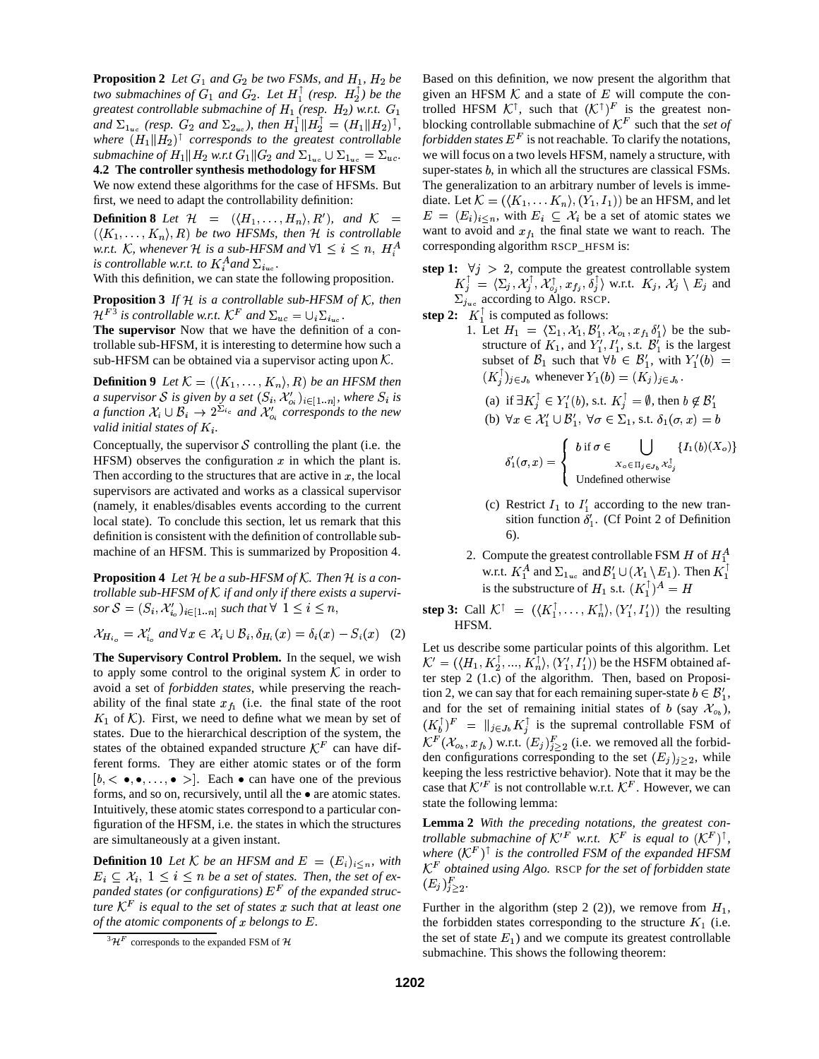**Proposition 2** *Let $G_1$ and $G_2$ be two FSMs, and $H_1$, $H_2$ be two submachines of $G_1$ and $G_2$. Let $H_1^\uparrow$ (resp. $H_2^\uparrow$) be the greatest controllable submachine of $H_1$ (resp. $H_2$) w.r.t. $G_1$ and $\Sigma_{1_{uc}}$ (resp. $G_2$ and $\Sigma_{2_{uc}}$), then $H_1^\uparrow \| H_2^\uparrow = (H_1 \| H_2)^\uparrow$, where $(H_1 \| H_2)^\uparrow$ corresponds to the greatest controllable submachine of $H_1 \| H_2$ w.r.t $G_1 \| G_2$ and $\Sigma_{1_{uc}} \cup \Sigma_{1_{uc}} = \Sigma_{uc}$.*

### 4.2 The controller synthesis methodology for HFSM

We now extend these algorithms for the case of HFSMs. But first, we need to adapt the controllability definition:

**Definition 8** *Let $\mathcal{H} = (\langle H_1, \ldots, H_n \rangle, R')$, and $\mathcal{K} = (\langle K_1, \ldots, K_n \rangle, R)$ be two HFSMs, then $\mathcal{H}$ is controllable w.r.t. $\mathcal{K}$, whenever $\mathcal{H}$ is a sub-HFSM and $\forall 1 \leq i \leq n$, $H_i^A$ is controllable w.r.t. to $K_i^A$ and $\Sigma_{i_{uc}}$.*

With this definition, we can state the following proposition.

**Proposition 3** *If $\mathcal{H}$ is a controllable sub-HFSM of $\mathcal{K}$, then $\mathcal{H}^F$[3] is controllable w.r.t. $\mathcal{K}^F$ and $\Sigma_{uc} = \cup_i \Sigma_{i_{uc}}$.*

**The supervisor** Now that we have the definition of a controllable sub-HFSM, it is interesting to determine how such a sub-HFSM can be obtained via a supervisor acting upon $\mathcal{K}$.

**Definition 9** *Let $\mathcal{K} = (\langle K_1, \ldots, K_n \rangle, R)$ be an HFSM then a supervisor $\mathcal{S}$ is given by a set $(S_i, \mathcal{X}'_{o_i})_{i \in [1..n]}$, where $S_i$ is a function $\mathcal{X}_i \cup \mathcal{B}_i \rightarrow 2^{\Sigma_{i_c}}$ and $\mathcal{X}'_{o_i}$ corresponds to the new valid initial states of $K_i$.*

Conceptually, the supervisor $\mathcal{S}$ controlling the plant (i.e. the HFSM) observes the configuration $x$ in which the plant is. Then according to the structures that are active in $x$, the local supervisors are activated and works as a classical supervisor (namely, it enables/disables events according to the current local state). To conclude this section, let us remark that this definition is consistent with the definition of controllable submachine of an HFSM. This is summarized by Proposition 4.

**Proposition 4** *Let $\mathcal{H}$ be a sub-HFSM of $\mathcal{K}$. Then $\mathcal{H}$ is a controllable sub-HFSM of $\mathcal{K}$ if and only if there exists a supervisor $\mathcal{S} = (S_i, \mathcal{X}'_{i_o})_{i \in [1..n]}$ such that $\forall\ 1 \leq i \leq n$,*

$$\mathcal{X}_{H_{i_o}} = \mathcal{X}'_{i_o} \text{ and } \forall x \in \mathcal{X}_i \cup \mathcal{B}_i, \delta_{H_i}(x) = \delta_i(x) - S_i(x) \quad (2)$$

**The Supervisory Control Problem.** In the sequel, we wish to apply some control to the original system $\mathcal{K}$ in order to avoid a set of *forbidden states*, while preserving the reachability of the final state $x_{f_1}$ (i.e. the final state of the root $K_1$ of $\mathcal{K}$). First, we need to define what we mean by set of states. Due to the hierarchical description of the system, the states of the obtained expanded structure $\mathcal{K}^F$ can have different forms. They are either atomic states or of the form $[b, < \bullet, \bullet, \ldots, \bullet >]$. Each $\bullet$ can have one of the previous forms, and so on, recursively, until all the $\bullet$ are atomic states. Intuitively, these atomic states correspond to a particular configuration of the HFSM, i.e. the states in which the structures are simultaneously at a given instant.

**Definition 10** *Let $\mathcal{K}$ be an HFSM and $E = (E_i)_{i \leq n}$, with $E_i \subseteq \mathcal{X}_i$, $1 \leq i \leq n$ be a set of states. Then, the set of expanded states (or configurations) $E^F$ of the expanded structure $\mathcal{K}^F$ is equal to the set of states $x$ such that at least one of the atomic components of $x$ belongs to $E$.*

[3] $\mathcal{H}^F$ corresponds to the expanded FSM of $\mathcal{H}$

Based on this definition, we now present the algorithm that given an HFSM $\mathcal{K}$ and a state of $E$ will compute the controlled HFSM $\mathcal{K}^\uparrow$, such that $(\mathcal{K}^\uparrow)^F$ is the greatest non-blocking controllable submachine of $\mathcal{K}^F$ such that the *set of forbidden states* $E^F$ is not reachable. To clarify the notations, we will focus on a two levels HFSM, namely a structure, with super-states $b$, in which all the structures are classical FSMs. The generalization to an arbitrary number of levels is immediate. Let $\mathcal{K} = (\langle K_1, \ldots K_n \rangle, (Y_1, I_1))$ be an HFSM, and let $E = (E_i)_{i \leq n}$, with $E_i \subseteq \mathcal{X}_i$ be a set of atomic states we want to avoid and $x_{f_1}$ the final state we want to reach. The corresponding algorithm RSCP_HFSM is:

**step 1:** $\forall j > 2$, compute the greatest controllable system $K_j^\uparrow = \langle \Sigma_j, \mathcal{X}_j^\uparrow, \mathcal{X}_{o_j}^\uparrow, x_{f_j}, \delta_j^\uparrow \rangle$ w.r.t. $K_j$, $\mathcal{X}_j \setminus E_j$ and $\Sigma_{j_{uc}}$ according to Algo. RSCP.

**step 2:** $K_1^\uparrow$ is computed as follows:

1. Let $H_1 = \langle \Sigma_1, \mathcal{X}_1, \mathcal{B}'_1, \mathcal{X}_{o_1}, x_{f_1} \delta'_1 \rangle$ be the substructure of $K_1$, and $Y'_1, I'_1$, s.t. $\mathcal{B}'_1$ is the largest subset of $\mathcal{B}_1$ such that $\forall b \in \mathcal{B}'_1$, with $Y'_1(b) = (K_j^\uparrow)_{j \in J_b}$ whenever $Y_1(b) = (K_j)_{j \in J_b}$.
   (a) if $\exists K_j^\uparrow \in Y'_1(b)$, s.t. $K_j^\uparrow = \emptyset$, then $b \notin \mathcal{B}'_1$
   (b) $\forall x \in \mathcal{X}'_1 \cup \mathcal{B}'_1$, $\forall \sigma \in \Sigma_1$, s.t. $\delta_1(\sigma, x) = b$
   $$\delta'_1(\sigma, x) = \begin{cases} b \text{ if } \sigma \in \displaystyle\bigcup_{X_o \in \Pi_{j \in J_b} \mathcal{X}_{o_j}^\uparrow} \{I_1(b)(X_o)\} \\ \text{Undefined otherwise} \end{cases}$$
   (c) Restrict $I_1$ to $I'_1$ according to the new transition function $\delta'_1$. (Cf Point 2 of Definition 6).
2. Compute the greatest controllable FSM $H$ of $H_1^A$ w.r.t. $K_1^A$ and $\Sigma_{1_{uc}}$ and $\mathcal{B}'_1 \cup (\mathcal{X}_1 \setminus E_1)$. Then $K_1^\uparrow$ is the substructure of $H_1$ s.t. $(K_1^\uparrow)^A = H$

**step 3:** Call $\mathcal{K}^\uparrow = (\langle K_1^\uparrow, \ldots, K_n^\uparrow \rangle, (Y'_1, I'_1))$ the resulting HFSM.

Let us describe some particular points of this algorithm. Let $\mathcal{K}' = (\langle H_1, K_2^\uparrow, ..., K_n^\uparrow \rangle, (Y'_1, I'_1))$ be the HSFM obtained after step 2 (1.c) of the algorithm. Then, based on Proposition 2, we can say that for each remaining super-state $b \in \mathcal{B}'_1$, and for the set of remaining initial states of $b$ (say $\mathcal{X}_{o_b}$), $(K_b^\uparrow)^F = \|_{j \in J_b} K_j^\uparrow$ is the supremal controllable FSM of $\mathcal{K}^F(\mathcal{X}_{o_b}, x_{f_b})$ w.r.t. $(E_j)_{j \geq 2}^F$ (i.e. we removed all the forbidden configurations corresponding to the set $(E_j)_{j \geq 2}$, while keeping the less restrictive behavior). Note that it may be the case that $\mathcal{K}'^F$ is not controllable w.r.t. $\mathcal{K}^F$. However, we can state the following lemma:

**Lemma 2** *With the preceding notations, the greatest controllable submachine of $\mathcal{K}'^F$ w.r.t. $\mathcal{K}^F$ is equal to $(\mathcal{K}^F)^\uparrow$, where $(\mathcal{K}^F)^\uparrow$ is the controlled FSM of the expanded HFSM $\mathcal{K}^F$ obtained using Algo.* RSCP *for the set of forbidden state $(E_j)_{j \geq 2}^F$.*

Further in the algorithm (step 2 (2)), we remove from $H_1$, the forbidden states corresponding to the structure $K_1$ (i.e. the set of state $E_1$) and we compute its greatest controllable submachine. This shows the following theorem: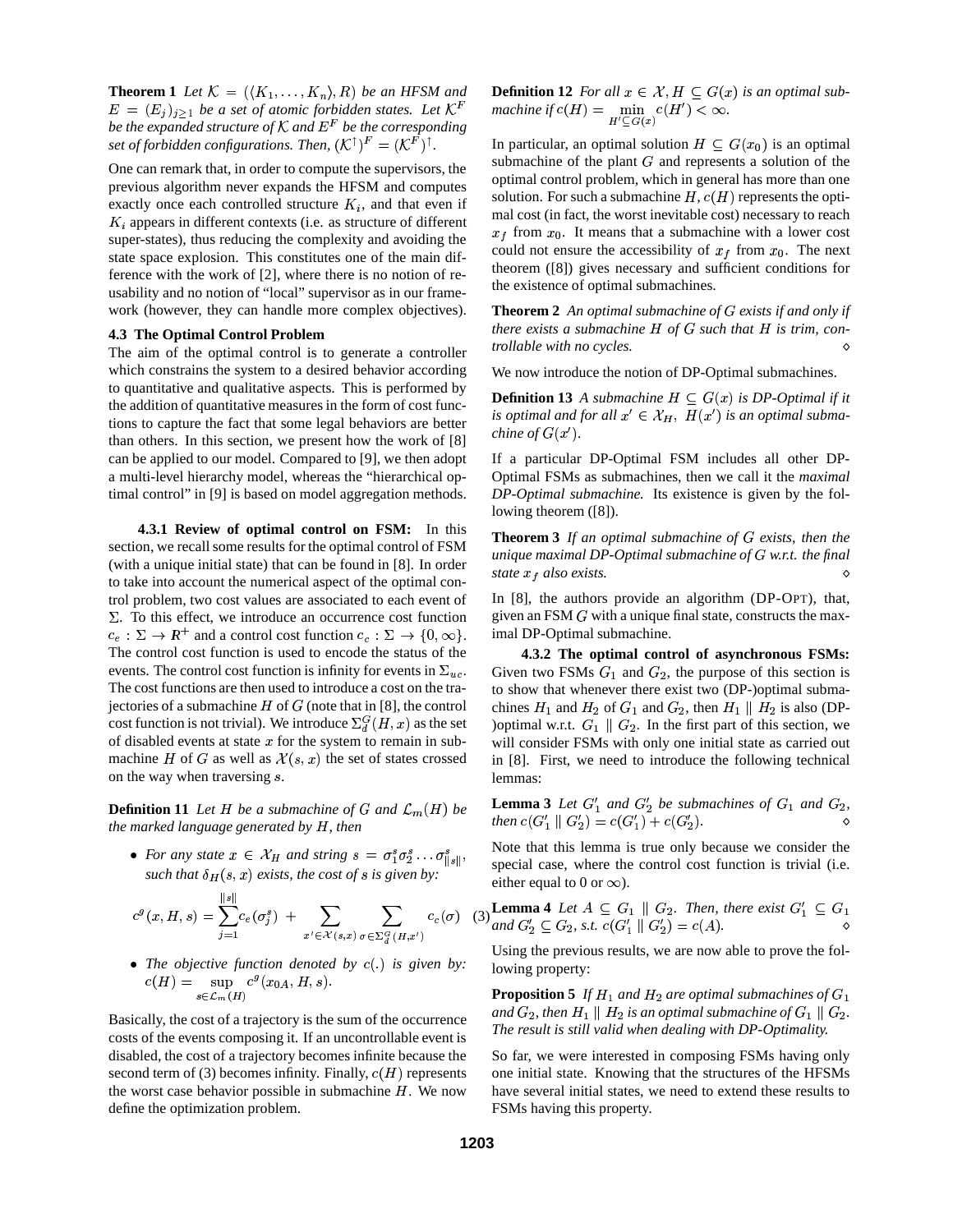**Theorem 1** *Let $\mathcal{K} = (\langle K_1, \ldots, K_n \rangle, R)$ be an HFSM and $E = (E_j)_{j \geq 1}$ be a set of atomic forbidden states. Let $\mathcal{K}^F$ be the expanded structure of $\mathcal{K}$ and $E^F$ be the corresponding set of forbidden configurations. Then, $(\mathcal{K}^{\uparrow})^F = (\mathcal{K}^F)^{\uparrow}$.*

One can remark that, in order to compute the supervisors, the previous algorithm never expands the HFSM and computes exactly once each controlled structure $K_i$, and that even if $K_i$ appears in different contexts (i.e. as structure of different super-states), thus reducing the complexity and avoiding the state space explosion. This constitutes one of the main difference with the work of [2], where there is no notion of reusability and no notion of "local" supervisor as in our framework (however, they can handle more complex objectives).

### 4.3 The Optimal Control Problem

The aim of the optimal control is to generate a controller which constrains the system to a desired behavior according to quantitative and qualitative aspects. This is performed by the addition of quantitative measures in the form of cost functions to capture the fact that some legal behaviors are better than others. In this section, we present how the work of [8] can be applied to our model. Compared to [9], we then adopt a multi-level hierarchy model, whereas the "hierarchical optimal control" in [9] is based on model aggregation methods.

**4.3.1 Review of optimal control on FSM:** In this section, we recall some results for the optimal control of FSM (with a unique initial state) that can be found in [8]. In order to take into account the numerical aspect of the optimal control problem, two cost values are associated to each event of $\Sigma$. To this effect, we introduce an occurrence cost function $c_e : \Sigma \rightarrow R^+$ and a control cost function $c_c : \Sigma \rightarrow \{0, \infty\}$. The control cost function is used to encode the status of the events. The control cost function is infinity for events in $\Sigma_{uc}$. The cost functions are then used to introduce a cost on the trajectories of a submachine $H$ of $G$ (note that in [8], the control cost function is not trivial). We introduce $\Sigma_d^G(H, x)$ as the set of disabled events at state $x$ for the system to remain in submachine $H$ of $G$ as well as $\mathcal{X}(s, x)$ the set of states crossed on the way when traversing $s$.

**Definition 11** *Let $H$ be a submachine of $G$ and $\mathcal{L}_m(H)$ be the marked language generated by $H$, then*

- *For any state $x \in \mathcal{X}_H$ and string $s = \sigma_1^s \sigma_2^s \ldots \sigma_{\|s\|}^s$, such that $\delta_H(s, x)$ exists, the cost of $s$ is given by:*

$$c^g(x, H, s) = \sum_{j=1}^{\|s\|} c_e(\sigma_j^s) \; + \sum_{x' \in \mathcal{X}(s,x)} \sum_{\sigma \in \Sigma_d^G(H,x')} c_c(\sigma) \quad (3)$$

- *The objective function denoted by $c(.)$ is given by: $c(H) = \sup_{s \in \mathcal{L}_m(H)} c^g(x_{0A}, H, s)$.*

Basically, the cost of a trajectory is the sum of the occurrence costs of the events composing it. If an uncontrollable event is disabled, the cost of a trajectory becomes infinite because the second term of (3) becomes infinity. Finally, $c(H)$ represents the worst case behavior possible in submachine $H$. We now define the optimization problem.

**Definition 12** *For all $x \in \mathcal{X}, H \subseteq G(x)$ is an optimal submachine if $c(H) = \min_{H' \subseteq G(x)} c(H') < \infty$.*

In particular, an optimal solution $H \subseteq G(x_0)$ is an optimal submachine of the plant $G$ and represents a solution of the optimal control problem, which in general has more than one solution. For such a submachine $H$, $c(H)$ represents the optimal cost (in fact, the worst inevitable cost) necessary to reach $x_f$ from $x_0$. It means that a submachine with a lower cost could not ensure the accessibility of $x_f$ from $x_0$. The next theorem ([8]) gives necessary and sufficient conditions for the existence of optimal submachines.

**Theorem 2** *An optimal submachine of $G$ exists if and only if there exists a submachine $H$ of $G$ such that $H$ is trim, controllable with no cycles.* ⋄

We now introduce the notion of DP-Optimal submachines.

**Definition 13** *A submachine $H \subseteq G(x)$ is DP-Optimal if it is optimal and for all $x' \in \mathcal{X}_H$, $H(x')$ is an optimal submachine of $G(x')$.*

If a particular DP-Optimal FSM includes all other DP-Optimal FSMs as submachines, then we call it the *maximal DP-Optimal submachine.* Its existence is given by the following theorem ([8]).

**Theorem 3** *If an optimal submachine of $G$ exists, then the unique maximal DP-Optimal submachine of $G$ w.r.t. the final state $x_f$ also exists.* ⋄

In [8], the authors provide an algorithm (DP-OPT), that, given an FSM $G$ with a unique final state, constructs the maximal DP-Optimal submachine.

**4.3.2 The optimal control of asynchronous FSMs:** Given two FSMs $G_1$ and $G_2$, the purpose of this section is to show that whenever there exist two (DP-)optimal submachines $H_1$ and $H_2$ of $G_1$ and $G_2$, then $H_1 \parallel H_2$ is also (DP-)optimal w.r.t. $G_1 \parallel G_2$. In the first part of this section, we will consider FSMs with only one initial state as carried out in [8]. First, we need to introduce the following technical lemmas:

**Lemma 3** *Let $G_1'$ and $G_2'$ be submachines of $G_1$ and $G_2$, then $c(G_1' \parallel G_2') = c(G_1') + c(G_2')$.* ⋄

Note that this lemma is true only because we consider the special case, where the control cost function is trivial (i.e. either equal to 0 or $\infty$).

**Lemma 4** *Let $A \subseteq G_1 \parallel G_2$. Then, there exist $G_1' \subseteq G_1$ and $G_2' \subseteq G_2$, s.t. $c(G_1' \parallel G_2') = c(A)$.* ⋄

Using the previous results, we are now able to prove the following property:

**Proposition 5** *If $H_1$ and $H_2$ are optimal submachines of $G_1$ and $G_2$, then $H_1 \parallel H_2$ is an optimal submachine of $G_1 \parallel G_2$. The result is still valid when dealing with DP-Optimality.*

So far, we were interested in composing FSMs having only one initial state. Knowing that the structures of the HFSMs have several initial states, we need to extend these results to FSMs having this property.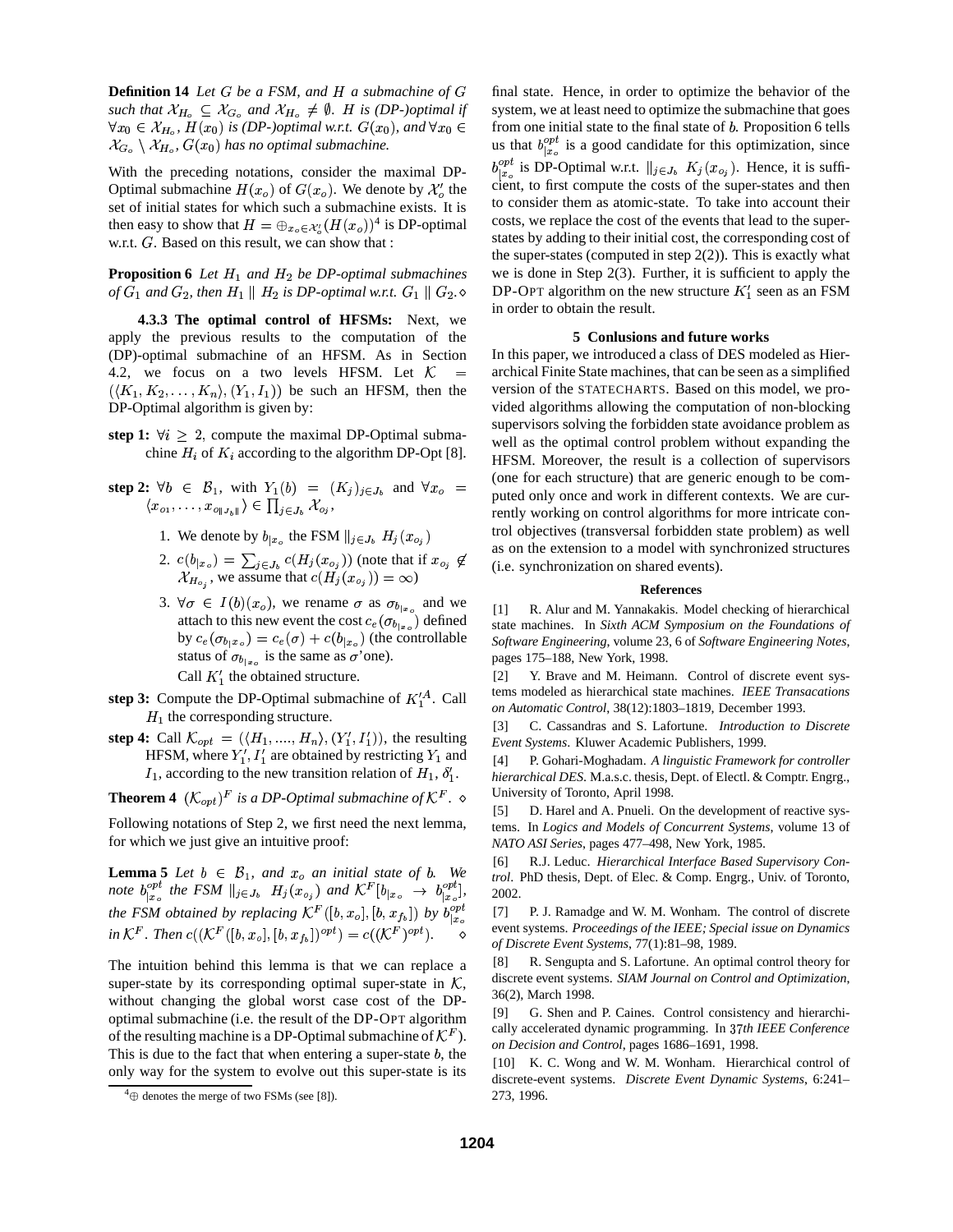**Definition 14** *Let $G$ be a FSM, and $H$ a submachine of $G$ such that $\mathcal{X}_{H_o} \subseteq \mathcal{X}_{G_o}$ and $\mathcal{X}_{H_o} \neq \emptyset$. $H$ is (DP-)optimal if $\forall x_0 \in \mathcal{X}_{H_o}$, $H(x_0)$ is (DP-)optimal w.r.t. $G(x_0)$, and $\forall x_0 \in \mathcal{X}_{G_o} \setminus \mathcal{X}_{H_o}$, $G(x_0)$ has no optimal submachine.*

With the preceding notations, consider the maximal DP-Optimal submachine $H(x_o)$ of $G(x_o)$. We denote by $\mathcal{X}'_o$ the set of initial states for which such a submachine exists. It is then easy to show that $H = \oplus_{x_o \in \mathcal{X}'_o}(H(x_o))$[4] is DP-optimal w.r.t. $G$. Based on this result, we can show that :

**Proposition 6** *Let $H_1$ and $H_2$ be DP-optimal submachines of $G_1$ and $G_2$, then $H_1 \parallel H_2$ is DP-optimal w.r.t. $G_1 \parallel G_2$.* $\diamond$

**4.3.3 The optimal control of HFSMs:** Next, we apply the previous results to the computation of the (DP)-optimal submachine of an HFSM. As in Section 4.2, we focus on a two levels HFSM. Let $\mathcal{K} = (\langle K_1, K_2, \ldots, K_n\rangle, (Y_1, I_1))$ be such an HFSM, then the DP-Optimal algorithm is given by:

**step 1:** $\forall i \geq 2$, compute the maximal DP-Optimal submachine $H_i$ of $K_i$ according to the algorithm DP-Opt [8].

**step 2:** $\forall b \in \mathcal{B}_1$, with $Y_1(b) = (K_j)_{j \in J_b}$ and $\forall x_o = \langle x_{o1}, \ldots, x_{o\|J_b\|}\rangle \in \prod_{j \in J_b} \mathcal{X}_{o_j}$,

1. We denote by $b_{|x_o}$ the FSM $\|_{j \in J_b} H_j(x_{o_j})$
2. $c(b_{|x_o}) = \sum_{j \in J_b} c(H_j(x_{o_j}))$ (note that if $x_{o_j} \notin \mathcal{X}_{H_{o_j}}$, we assume that $c(H_j(x_{o_j})) = \infty$)
3. $\forall \sigma \in I(b)(x_o)$, we rename $\sigma$ as $\sigma_{b_{|x_o}}$ and we attach to this new event the cost $c_e(\sigma_{b_{|x_o}})$ defined by $c_e(\sigma_{b_{|x_o}}) = c_e(\sigma) + c(b_{|x_o})$ (the controllable status of $\sigma_{b_{|x_o}}$ is the same as $\sigma$'one).
   Call $K'_1$ the obtained structure.

**step 3:** Compute the DP-Optimal submachine of $K_1'^A$. Call $H_1$ the corresponding structure.

**step 4:** Call $\mathcal{K}_{opt} = (\langle H_1, \ldots, H_n\rangle, (Y'_1, I'_1))$, the resulting HFSM, where $Y'_1, I'_1$ are obtained by restricting $Y_1$ and $I_1$, according to the new transition relation of $H_1$, $\delta'_1$.

**Theorem 4** *$(\mathcal{K}_{opt})^F$ is a DP-Optimal submachine of $\mathcal{K}^F$.* $\diamond$

Following notations of Step 2, we first need the next lemma, for which we just give an intuitive proof:

**Lemma 5** *Let $b \in \mathcal{B}_1$, and $x_o$ an initial state of $b$. We note $b^{opt}_{|x_o}$ the FSM $\|_{j \in J_b} H_j(x_{o_j})$ and $\mathcal{K}^F[b_{|x_o} \rightarrow b^{opt}_{|x_o}]$, the FSM obtained by replacing $\mathcal{K}^F([b, x_o], [b, x_{f_b}])$ by $b^{opt}_{|x_o}$ in $\mathcal{K}^F$. Then $c((\mathcal{K}^F([b, x_o], [b, x_{f_b}])^{opt}) = c((\mathcal{K}^F)^{opt})$.* $\diamond$

The intuition behind this lemma is that we can replace a super-state by its corresponding optimal super-state in $\mathcal{K}$, without changing the global worst case cost of the DP-optimal submachine (i.e. the result of the DP-OPT algorithm of the resulting machine is a DP-Optimal submachine of $\mathcal{K}^F$). This is due to the fact that when entering a super-state $b$, the only way for the system to evolve out this super-state is its final state. Hence, in order to optimize the behavior of the system, we at least need to optimize the submachine that goes from one initial state to the final state of $b$. Proposition 6 tells us that $b^{opt}_{|x_o}$ is a good candidate for this optimization, since $b^{opt}_{|x_o}$ is DP-Optimal w.r.t. $\|_{j \in J_b} K_j(x_{o_j})$. Hence, it is sufficient, to first compute the costs of the super-states and then to consider them as atomic-state. To take into account their costs, we replace the cost of the events that lead to the super-states by adding to their initial cost, the corresponding cost of the super-states (computed in step 2(2)). This is exactly what we is done in Step 2(3). Further, it is sufficient to apply the DP-OPT algorithm on the new structure $K'_1$ seen as an FSM in order to obtain the result.

[4] $\oplus$ denotes the merge of two FSMs (see [8]).

## 5 Conlusions and future works

In this paper, we introduced a class of DES modeled as Hierarchical Finite State machines, that can be seen as a simplified version of the STATECHARTS. Based on this model, we provided algorithms allowing the computation of non-blocking supervisors solving the forbidden state avoidance problem as well as the optimal control problem without expanding the HFSM. Moreover, the result is a collection of supervisors (one for each structure) that are generic enough to be computed only once and work in different contexts. We are currently working on control algorithms for more intricate control objectives (transversal forbidden state problem) as well as on the extension to a model with synchronized structures (i.e. synchronization on shared events).

### References

[1] R. Alur and M. Yannakakis. Model checking of hierarchical state machines. In *Sixth ACM Symposium on the Foundations of Software Engineering*, volume 23, 6 of *Software Engineering Notes*, pages 175–188, New York, 1998.

[2] Y. Brave and M. Heimann. Control of discrete event systems modeled as hierarchical state machines. *IEEE Transactions on Automatic Control*, 38(12):1803–1819, December 1993.

[3] C. Cassandras and S. Lafortune. *Introduction to Discrete Event Systems*. Kluwer Academic Publishers, 1999.

[4] P. Gohari-Moghadam. *A linguistic Framework for controller hierarchical DES*. M.a.s.c. thesis, Dept. of Electl. & Comptr. Engrg., University of Toronto, April 1998.

[5] D. Harel and A. Pnueli. On the development of reactive systems. In *Logics and Models of Concurrent Systems*, volume 13 of *NATO ASI Series*, pages 477–498, New York, 1985.

[6] R.J. Leduc. *Hierarchical Interface Based Supervisory Control*. PhD thesis, Dept. of Elec. & Comp. Engrg., Univ. of Toronto, 2002.

[7] P. J. Ramadge and W. M. Wonham. The control of discrete event systems. *Proceedings of the IEEE; Special issue on Dynamics of Discrete Event Systems*, 77(1):81–98, 1989.

[8] R. Sengupta and S. Lafortune. An optimal control theory for discrete event systems. *SIAM Journal on Control and Optimization*, 36(2), March 1998.

[9] G. Shen and P. Caines. Control consistency and hierarchically accelerated dynamic programming. In *37th IEEE Conference on Decision and Control*, pages 1686–1691, 1998.

[10] K. C. Wong and W. M. Wonham. Hierarchical control of discrete-event systems. *Discrete Event Dynamic Systems*, 6:241–273, 1996.